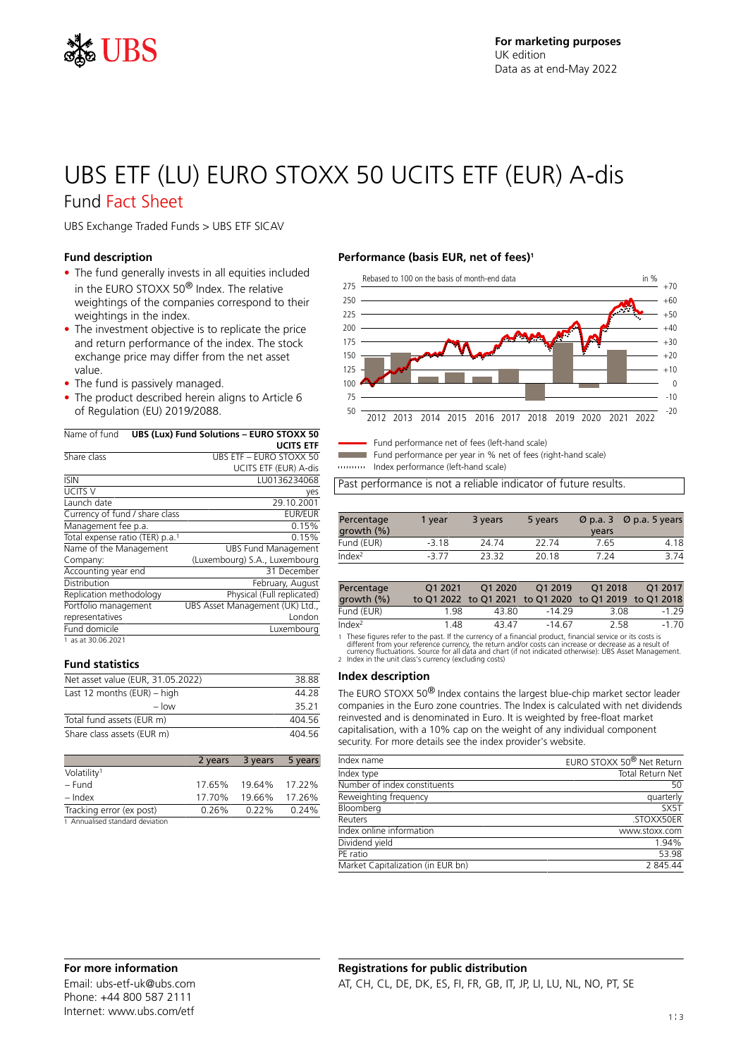For marketing purposes
UK edition
Data as at end-May 2022

# UBS ETF (LU) EURO STOXX 50 UCITS ETF (EUR) A-dis

## Fund Fact Sheet

UBS Exchange Traded Funds > UBS ETF SICAV

### Fund description

- The fund generally invests in all equities included in the EURO STOXX 50® Index. The relative weightings of the companies correspond to their weightings in the index.
- The investment objective is to replicate the price and return performance of the index. The stock exchange price may differ from the net asset value.
- The fund is passively managed.
- The product described herein aligns to Article 6 of Regulation (EU) 2019/2088.

| Name of fund | **UBS (Lux) Fund Solutions – EURO STOXX 50 UCITS ETF** |
|---|---|
| Share class | UBS ETF – EURO STOXX 50 UCITS ETF (EUR) A-dis |
| ISIN | LU0136234068 |
| UCITS V | yes |
| Launch date | 29.10.2001 |
| Currency of fund / share class | EUR/EUR |
| Management fee p.a. | 0.15% |
| Total expense ratio (TER) p.a.[1] | 0.15% |
| Name of the Management Company: | UBS Fund Management (Luxembourg) S.A., Luxembourg |
| Accounting year end | 31 December |
| Distribution | February, August |
| Replication methodology | Physical (Full replicated) |
| Portfolio management representatives | UBS Asset Management (UK) Ltd., London |
| Fund domicile | Luxembourg |

1 as at 30.06.2021

### Fund statistics

| Net asset value (EUR, 31.05.2022) | 38.88 |
|---|---|
| Last 12 months (EUR) – high | 44.28 |
| – low | 35.21 |
| Total fund assets (EUR m) | 404.56 |
| Share class assets (EUR m) | 404.56 |

| | 2 years | 3 years | 5 years |
|---|---|---|---|
| Volatility[1] | | | |
| – Fund | 17.65% | 19.64% | 17.22% |
| – Index | 17.70% | 19.66% | 17.26% |
| Tracking error (ex post) | 0.26% | 0.22% | 0.24% |

1 Annualised standard deviation

### Performance (basis EUR, net of fees)[1]

Rebased to 100 on the basis of month-end data

Fund performance net of fees (left-hand scale)
Fund performance per year in % net of fees (right-hand scale)
Index performance (left-hand scale)

Past performance is not a reliable indicator of future results.

| Percentage growth (%) | 1 year | 3 years | 5 years | Ø p.a. 3 years | Ø p.a. 5 years |
|---|---|---|---|---|---|
| Fund (EUR) | -3.18 | 24.74 | 22.74 | 7.65 | 4.18 |
| Index[2] | -3.77 | 23.32 | 20.18 | 7.24 | 3.74 |

| Percentage growth (%) | Q1 2021 to Q1 2022 | Q1 2020 to Q1 2021 | Q1 2019 to Q1 2020 | Q1 2018 to Q1 2019 | Q1 2017 to Q1 2018 |
|---|---|---|---|---|---|
| Fund (EUR) | 1.98 | 43.80 | -14.29 | 3.08 | -1.29 |
| Index[2] | 1.48 | 43.47 | -14.67 | 2.58 | -1.70 |

1 These figures refer to the past. If the currency of a financial product, financial service or its costs is different from your reference currency, the return and/or costs can increase or decrease as a result of currency fluctuations. Source for all data and chart (if not indicated otherwise): UBS Asset Management.
2 Index in the unit class's currency (excluding costs)

### Index description

The EURO STOXX 50® Index contains the largest blue-chip market sector leader companies in the Euro zone countries. The Index is calculated with net dividends reinvested and is denominated in Euro. It is weighted by free-float market capitalisation, with a 10% cap on the weight of any individual component security. For more details see the index provider's website.

| Index name | EURO STOXX 50® Net Return |
|---|---|
| Index type | Total Return Net |
| Number of index constituents | 50 |
| Reweighting frequency | quarterly |
| Bloomberg | SX5T |
| Reuters | .STOXX50ER |
| Index online information | www.stoxx.com |
| Dividend yield | 1.94% |
| PE ratio | 53.98 |
| Market Capitalization (in EUR bn) | 2 845.44 |

### For more information

Email: ubs-etf-uk@ubs.com
Phone: +44 800 587 2111
Internet: www.ubs.com/etf

### Registrations for public distribution

AT, CH, CL, DE, DK, ES, FI, FR, GB, IT, JP, LI, LU, NL, NO, PT, SE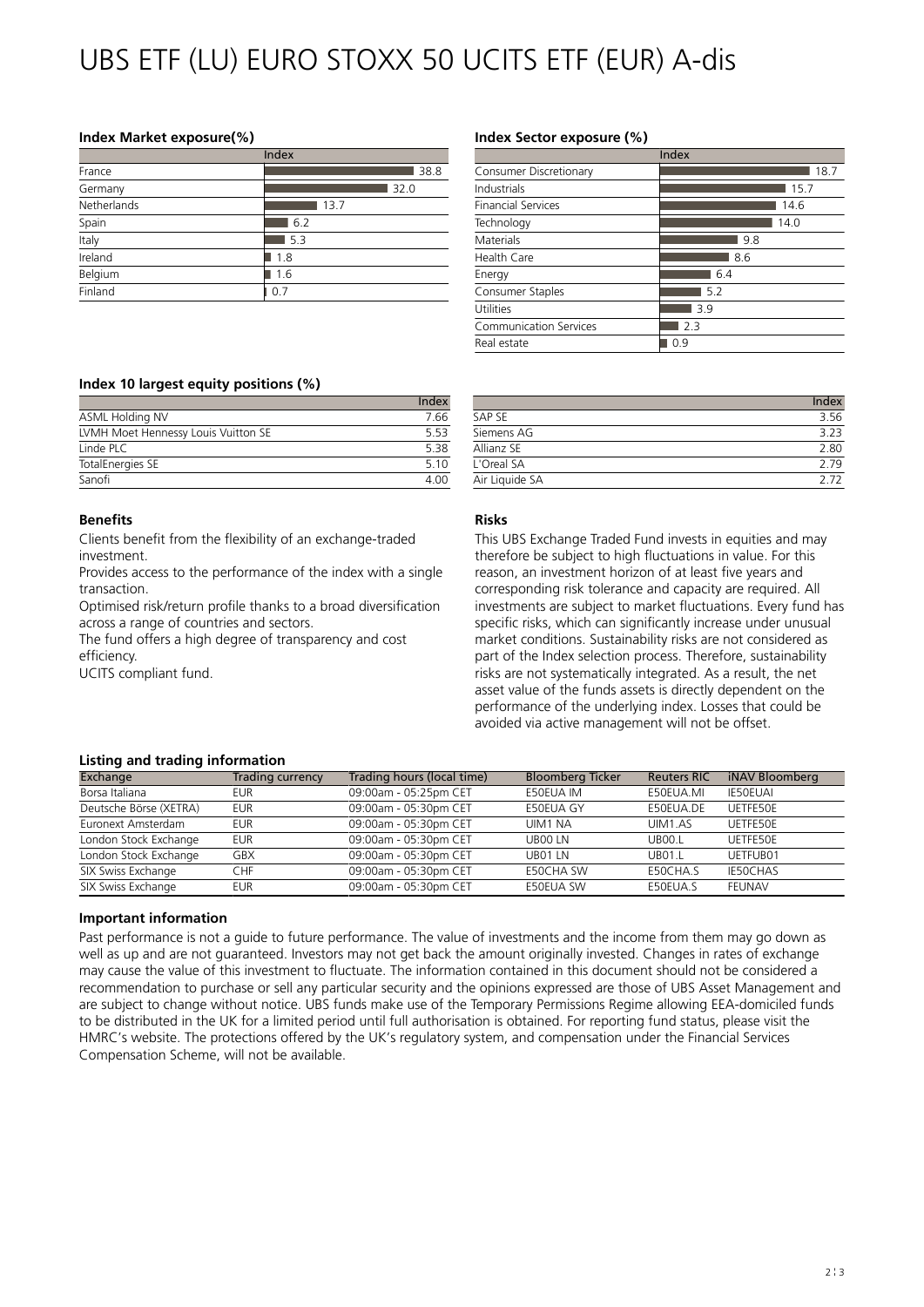# UBS ETF (LU) EURO STOXX 50 UCITS ETF (EUR) A-dis

**Index Market exposure(%)**

| | Index |
|---|---|
| France | 38.8 |
| Germany | 32.0 |
| Netherlands | 13.7 |
| Spain | 6.2 |
| Italy | 5.3 |
| Ireland | 1.8 |
| Belgium | 1.6 |
| Finland | 0.7 |

**Index Sector exposure (%)**

| | Index |
|---|---|
| Consumer Discretionary | 18.7 |
| Industrials | 15.7 |
| Financial Services | 14.6 |
| Technology | 14.0 |
| Materials | 9.8 |
| Health Care | 8.6 |
| Energy | 6.4 |
| Consumer Staples | 5.2 |
| Utilities | 3.9 |
| Communication Services | 2.3 |
| Real estate | 0.9 |

**Index 10 largest equity positions (%)**

| | Index |
|---|---|
| ASML Holding NV | 7.66 |
| LVMH Moet Hennessy Louis Vuitton SE | 5.53 |
| Linde PLC | 5.38 |
| TotalEnergies SE | 5.10 |
| Sanofi | 4.00 |
| SAP SE | 3.56 |
| Siemens AG | 3.23 |
| Allianz SE | 2.80 |
| L'Oreal SA | 2.79 |
| Air Liquide SA | 2.72 |

**Benefits**

Clients benefit from the flexibility of an exchange-traded investment.

Provides access to the performance of the index with a single transaction.

Optimised risk/return profile thanks to a broad diversification across a range of countries and sectors.

The fund offers a high degree of transparency and cost efficiency.

UCITS compliant fund.

**Risks**

This UBS Exchange Traded Fund invests in equities and may therefore be subject to high fluctuations in value. For this reason, an investment horizon of at least five years and corresponding risk tolerance and capacity are required. All investments are subject to market fluctuations. Every fund has specific risks, which can significantly increase under unusual market conditions. Sustainability risks are not considered as part of the Index selection process. Therefore, sustainability risks are not systematically integrated. As a result, the net asset value of the funds assets is directly dependent on the performance of the underlying index. Losses that could be avoided via active management will not be offset.

**Listing and trading information**

| Exchange | Trading currency | Trading hours (local time) | Bloomberg Ticker | Reuters RIC | iNAV Bloomberg |
|---|---|---|---|---|---|
| Borsa Italiana | EUR | 09:00am - 05:25pm CET | E50EUA IM | E50EUA.MI | IE50EUAI |
| Deutsche Börse (XETRA) | EUR | 09:00am - 05:30pm CET | E50EUA GY | E50EUA.DE | UETFE50E |
| Euronext Amsterdam | EUR | 09:00am - 05:30pm CET | UIM1 NA | UIM1.AS | UETFE50E |
| London Stock Exchange | EUR | 09:00am - 05:30pm CET | UB00 LN | UB00.L | UETFE50E |
| London Stock Exchange | GBX | 09:00am - 05:30pm CET | UB01 LN | UB01.L | UETFUB01 |
| SIX Swiss Exchange | CHF | 09:00am - 05:30pm CET | E50CHA SW | E50CHA.S | IE50CHAS |
| SIX Swiss Exchange | EUR | 09:00am - 05:30pm CET | E50EUA SW | E50EUA.S | FEUNAV |

**Important information**

Past performance is not a guide to future performance. The value of investments and the income from them may go down as well as up and are not guaranteed. Investors may not get back the amount originally invested. Changes in rates of exchange may cause the value of this investment to fluctuate. The information contained in this document should not be considered a recommendation to purchase or sell any particular security and the opinions expressed are those of UBS Asset Management and are subject to change without notice. UBS funds make use of the Temporary Permissions Regime allowing EEA-domiciled funds to be distributed in the UK for a limited period until full authorisation is obtained. For reporting fund status, please visit the HMRC's website. The protections offered by the UK's regulatory system, and compensation under the Financial Services Compensation Scheme, will not be available.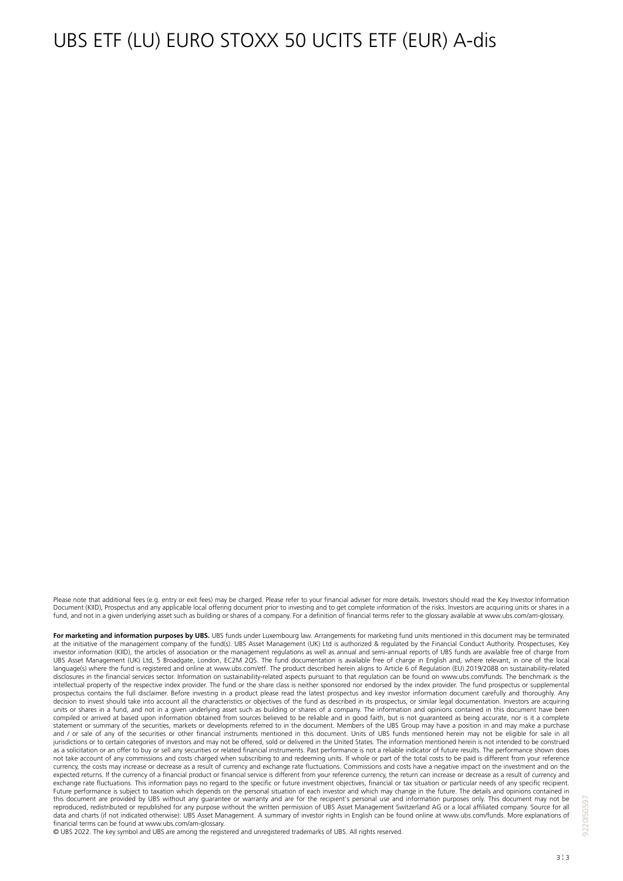# UBS ETF (LU) EURO STOXX 50 UCITS ETF (EUR) A-dis

Please note that additional fees (e.g. entry or exit fees) may be charged. Please refer to your financial adviser for more details. Investors should read the Key Investor Information Document (KIID), Prospectus and any applicable local offering document prior to investing and to get complete information of the risks. Investors are acquiring units or shares in a fund, and not in a given underlying asset such as building or shares of a company. For a definition of financial terms refer to the glossary available at www.ubs.com/am-glossary.

**For marketing and information purposes by UBS.** UBS funds under Luxembourg law. Arrangements for marketing fund units mentioned in this document may be terminated at the initiative of the management company of the fund(s). UBS Asset Management (UK) Ltd is authorized & regulated by the Financial Conduct Authority. Prospectuses, Key investor information (KIID), the articles of association or the management regulations as well as annual and semi-annual reports of UBS funds are available free of charge from UBS Asset Management (UK) Ltd, 5 Broadgate, London, EC2M 2QS. The fund documentation is available free of charge in English and, where relevant, in one of the local language(s) where the fund is registered and online at www.ubs.com/etf. The product described herein aligns to Article 6 of Regulation (EU) 2019/2088 on sustainability-related disclosures in the financial services sector. Information on sustainability-related aspects pursuant to that regulation can be found on www.ubs.com/funds. The benchmark is the intellectual property of the respective index provider. The fund or the share class is neither sponsored nor endorsed by the index provider. The fund prospectus or supplemental prospectus contains the full disclaimer. Before investing in a product please read the latest prospectus and key investor information document carefully and thoroughly. Any decision to invest should take into account all the characteristics or objectives of the fund as described in its prospectus, or similar legal documentation. Investors are acquiring units or shares in a fund, and not in a given underlying asset such as building or shares of a company. The information and opinions contained in this document have been compiled or arrived at based upon information obtained from sources believed to be reliable and in good faith, but is not guaranteed as being accurate, nor is it a complete statement or summary of the securities, markets or developments referred to in the document. Members of the UBS Group may have a position in and may make a purchase and / or sale of any of the securities or other financial instruments mentioned in this document. Units of UBS funds mentioned herein may not be eligible for sale in all jurisdictions or to certain categories of investors and may not be offered, sold or delivered in the United States. The information mentioned herein is not intended to be construed as a solicitation or an offer to buy or sell any securities or related financial instruments. Past performance is not a reliable indicator of future results. The performance shown does not take account of any commissions and costs charged when subscribing to and redeeming units. If whole or part of the total costs to be paid is different from your reference currency, the costs may increase or decrease as a result of currency and exchange rate fluctuations. Commissions and costs have a negative impact on the investment and on the expected returns. If the currency of a financial product or financial service is different from your reference currency, the return can increase or decrease as a result of currency and exchange rate fluctuations. This information pays no regard to the specific or future investment objectives, financial or tax situation or particular needs of any specific recipient. Future performance is subject to taxation which depends on the personal situation of each investor and which may change in the future. The details and opinions contained in this document are provided by UBS without any guarantee or warranty and are for the recipient's personal use and information purposes only. This document may not be reproduced, redistributed or republished for any purpose without the written permission of UBS Asset Management Switzerland AG or a local affiliated company. Source for all data and charts (if not indicated otherwise): UBS Asset Management. A summary of investor rights in English can be found online at www.ubs.com/funds. More explanations of financial terms can be found at www.ubs.com/am-glossary.

© UBS 2022. The key symbol and UBS are among the registered and unregistered trademarks of UBS. All rights reserved.